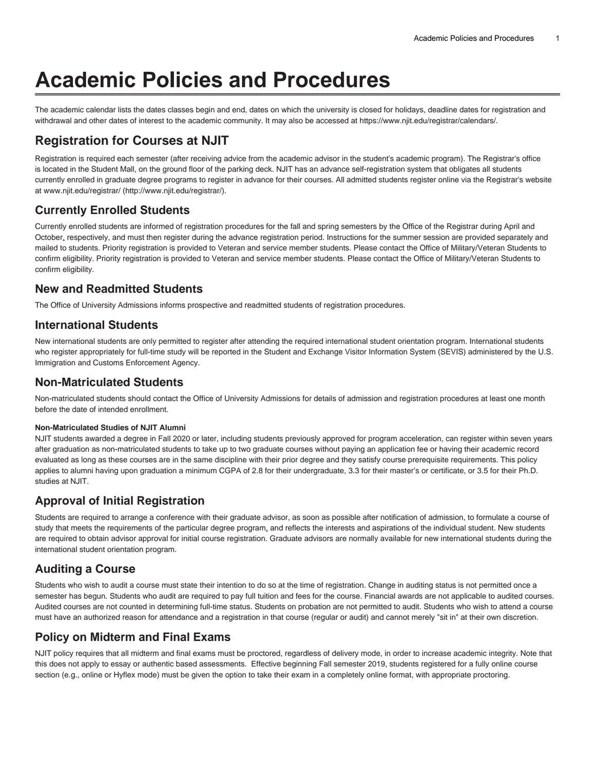# Academic Policies and Procedures

The academic calendar lists the dates classes begin and end, dates on which the university is closed for holidays, deadline dates for registration and withdrawal and other dates of interest to the academic community. It may also be accessed at https://www.njit.edu/registrar/calendars/.

## Registration for Courses at NJIT

Registration is required each semester (after receiving advice from the academic advisor in the student's academic program). The Registrar's office is located in the Student Mall, on the ground floor of the parking deck. NJIT has an advance self-registration system that obligates all students currently enrolled in graduate degree programs to register in advance for their courses. All admitted students register online via the Registrar's website at www.njit.edu/registrar/ (http://www.njit.edu/registrar/).

## Currently Enrolled Students

Currently enrolled students are informed of registration procedures for the fall and spring semesters by the Office of the Registrar during April and October, respectively, and must then register during the advance registration period. Instructions for the summer session are provided separately and mailed to students. Priority registration is provided to Veteran and service member students. Please contact the Office of Military/Veteran Students to confirm eligibility. Priority registration is provided to Veteran and service member students. Please contact the Office of Military/Veteran Students to confirm eligibility.

## New and Readmitted Students

The Office of University Admissions informs prospective and readmitted students of registration procedures.

## International Students

New international students are only permitted to register after attending the required international student orientation program. International students who register appropriately for full-time study will be reported in the Student and Exchange Visitor Information System (SEVIS) administered by the U.S. Immigration and Customs Enforcement Agency.

## Non-Matriculated Students

Non-matriculated students should contact the Office of University Admissions for details of admission and registration procedures at least one month before the date of intended enrollment.

**Non-Matriculated Studies of NJIT Alumni**

NJIT students awarded a degree in Fall 2020 or later, including students previously approved for program acceleration, can register within seven years after graduation as non-matriculated students to take up to two graduate courses without paying an application fee or having their academic record evaluated as long as these courses are in the same discipline with their prior degree and they satisfy course prerequisite requirements. This policy applies to alumni having upon graduation a minimum CGPA of 2.8 for their undergraduate, 3.3 for their master's or certificate, or 3.5 for their Ph.D. studies at NJIT.

## Approval of Initial Registration

Students are required to arrange a conference with their graduate advisor, as soon as possible after notification of admission, to formulate a course of study that meets the requirements of the particular degree program, and reflects the interests and aspirations of the individual student. New students are required to obtain advisor approval for initial course registration. Graduate advisors are normally available for new international students during the international student orientation program.

## Auditing a Course

Students who wish to audit a course must state their intention to do so at the time of registration. Change in auditing status is not permitted once a semester has begun. Students who audit are required to pay full tuition and fees for the course. Financial awards are not applicable to audited courses. Audited courses are not counted in determining full-time status. Students on probation are not permitted to audit. Students who wish to attend a course must have an authorized reason for attendance and a registration in that course (regular or audit) and cannot merely "sit in" at their own discretion.

## Policy on Midterm and Final Exams

NJIT policy requires that all midterm and final exams must be proctored, regardless of delivery mode, in order to increase academic integrity. Note that this does not apply to essay or authentic based assessments. Effective beginning Fall semester 2019, students registered for a fully online course section (e.g., online or Hyflex mode) must be given the option to take their exam in a completely online format, with appropriate proctoring.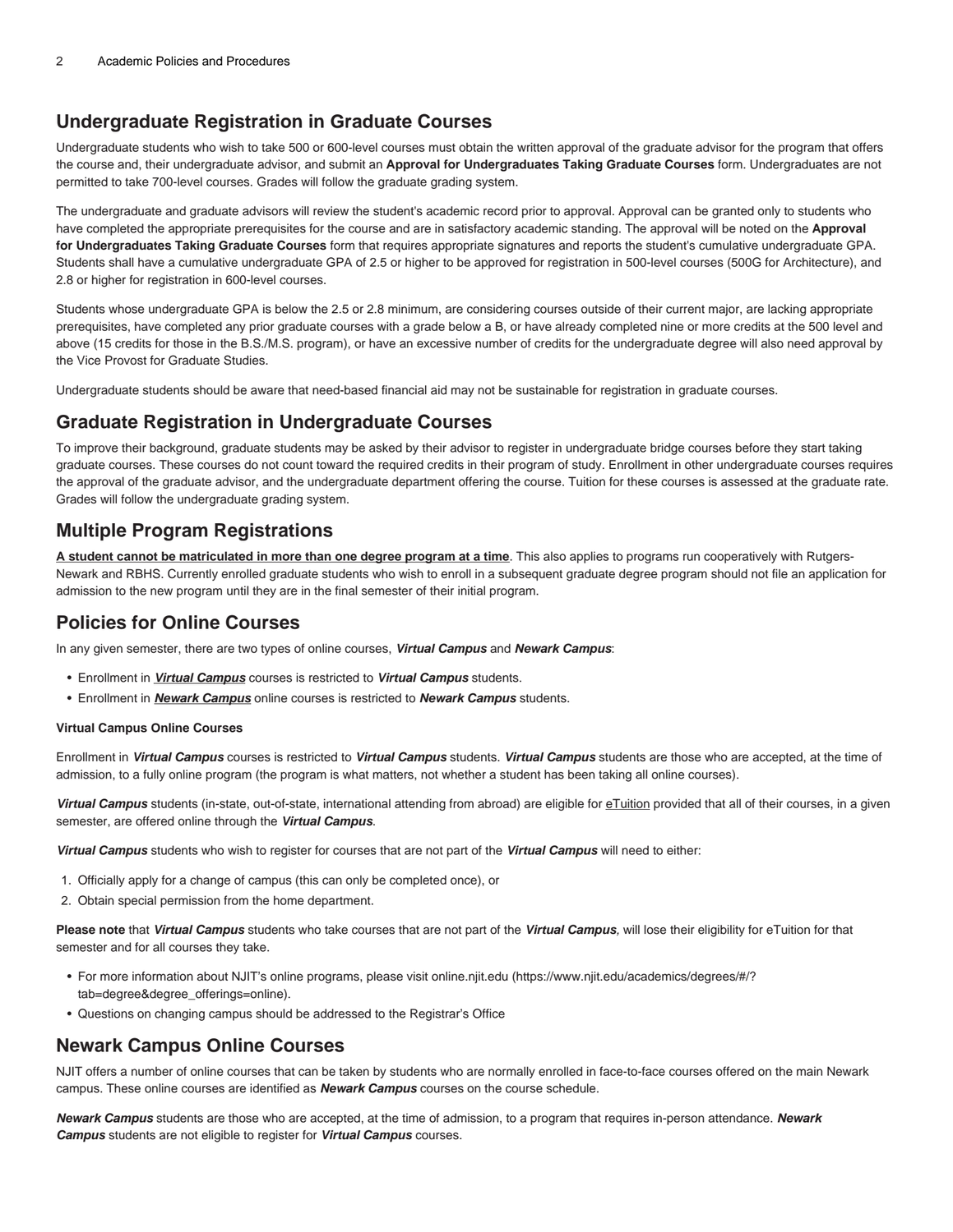## Undergraduate Registration in Graduate Courses

Undergraduate students who wish to take 500 or 600-level courses must obtain the written approval of the graduate advisor for the program that offers the course and, their undergraduate advisor, and submit an **Approval for Undergraduates Taking Graduate Courses** form. Undergraduates are not permitted to take 700-level courses. Grades will follow the graduate grading system.

The undergraduate and graduate advisors will review the student's academic record prior to approval. Approval can be granted only to students who have completed the appropriate prerequisites for the course and are in satisfactory academic standing. The approval will be noted on the **Approval for Undergraduates Taking Graduate Courses** form that requires appropriate signatures and reports the student's cumulative undergraduate GPA. Students shall have a cumulative undergraduate GPA of 2.5 or higher to be approved for registration in 500-level courses (500G for Architecture), and 2.8 or higher for registration in 600-level courses.

Students whose undergraduate GPA is below the 2.5 or 2.8 minimum, are considering courses outside of their current major, are lacking appropriate prerequisites, have completed any prior graduate courses with a grade below a B, or have already completed nine or more credits at the 500 level and above (15 credits for those in the B.S./M.S. program), or have an excessive number of credits for the undergraduate degree will also need approval by the Vice Provost for Graduate Studies.

Undergraduate students should be aware that need-based financial aid may not be sustainable for registration in graduate courses.

## Graduate Registration in Undergraduate Courses

To improve their background, graduate students may be asked by their advisor to register in undergraduate bridge courses before they start taking graduate courses. These courses do not count toward the required credits in their program of study. Enrollment in other undergraduate courses requires the approval of the graduate advisor, and the undergraduate department offering the course. Tuition for these courses is assessed at the graduate rate. Grades will follow the undergraduate grading system.

## Multiple Program Registrations

**A student cannot be matriculated in more than one degree program at a time**. This also applies to programs run cooperatively with Rutgers-Newark and RBHS. Currently enrolled graduate students who wish to enroll in a subsequent graduate degree program should not file an application for admission to the new program until they are in the final semester of their initial program.

## Policies for Online Courses

In any given semester, there are two types of online courses, ***Virtual Campus*** and ***Newark Campus***:

- Enrollment in ***Virtual Campus*** courses is restricted to ***Virtual Campus*** students.
- Enrollment in ***Newark Campus*** online courses is restricted to ***Newark Campus*** students.

**Virtual Campus Online Courses**

Enrollment in ***Virtual Campus*** courses is restricted to ***Virtual Campus*** students. ***Virtual Campus*** students are those who are accepted, at the time of admission, to a fully online program (the program is what matters, not whether a student has been taking all online courses).

***Virtual Campus*** students (in-state, out-of-state, international attending from abroad) are eligible for eTuition provided that all of their courses, in a given semester, are offered online through the ***Virtual Campus***.

***Virtual Campus*** students who wish to register for courses that are not part of the ***Virtual Campus*** will need to either:

1. Officially apply for a change of campus (this can only be completed once), or
2. Obtain special permission from the home department.

**Please note** that ***Virtual Campus*** students who take courses that are not part of the ***Virtual Campus,*** will lose their eligibility for eTuition for that semester and for all courses they take.

- For more information about NJIT's online programs, please visit online.njit.edu (https://www.njit.edu/academics/degrees/#/?tab=degree&degree_offerings=online).
- Questions on changing campus should be addressed to the Registrar's Office

## Newark Campus Online Courses

NJIT offers a number of online courses that can be taken by students who are normally enrolled in face-to-face courses offered on the main Newark campus. These online courses are identified as ***Newark Campus*** courses on the course schedule.

***Newark Campus*** students are those who are accepted, at the time of admission, to a program that requires in-person attendance. ***Newark Campus*** students are not eligible to register for ***Virtual Campus*** courses.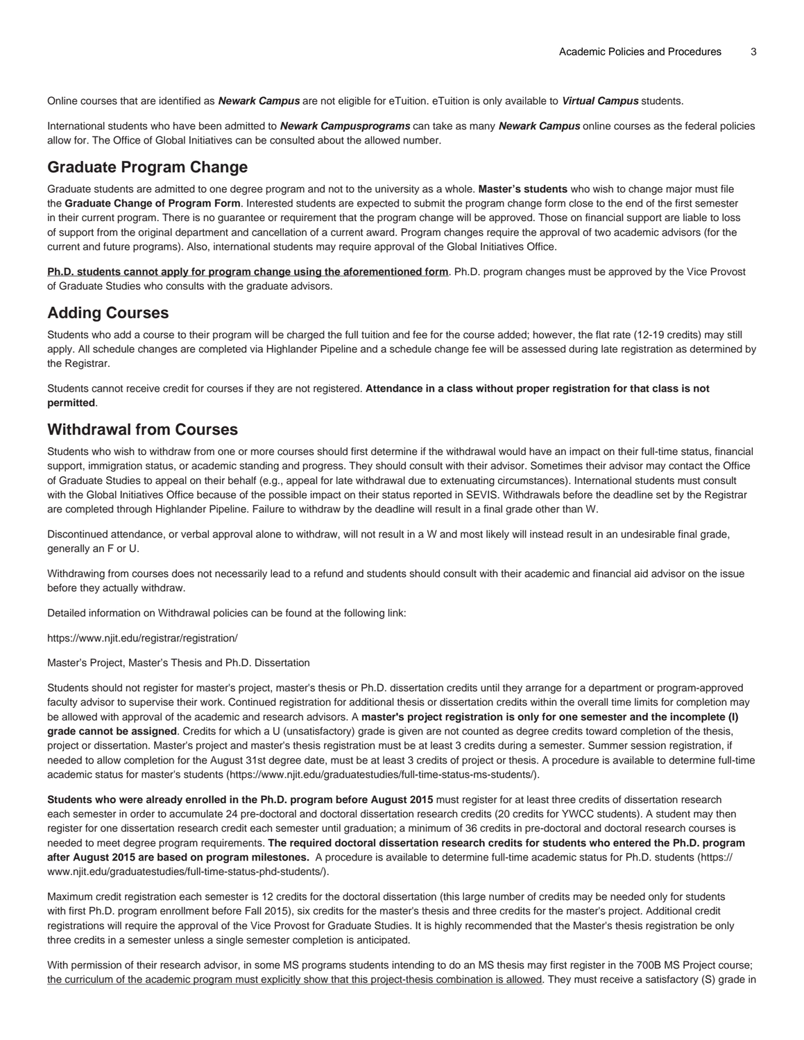Online courses that are identified as ***Newark Campus*** are not eligible for eTuition. eTuition is only available to ***Virtual Campus*** students.

International students who have been admitted to ***Newark Campusprograms*** can take as many ***Newark Campus*** online courses as the federal policies allow for. The Office of Global Initiatives can be consulted about the allowed number.

## Graduate Program Change

Graduate students are admitted to one degree program and not to the university as a whole. **Master's students** who wish to change major must file the **Graduate Change of Program Form**. Interested students are expected to submit the program change form close to the end of the first semester in their current program. There is no guarantee or requirement that the program change will be approved. Those on financial support are liable to loss of support from the original department and cancellation of a current award. Program changes require the approval of two academic advisors (for the current and future programs). Also, international students may require approval of the Global Initiatives Office.

**Ph.D. students cannot apply for program change using the aforementioned form**. Ph.D. program changes must be approved by the Vice Provost of Graduate Studies who consults with the graduate advisors.

## Adding Courses

Students who add a course to their program will be charged the full tuition and fee for the course added; however, the flat rate (12-19 credits) may still apply. All schedule changes are completed via Highlander Pipeline and a schedule change fee will be assessed during late registration as determined by the Registrar.

Students cannot receive credit for courses if they are not registered. **Attendance in a class without proper registration for that class is not permitted**.

## Withdrawal from Courses

Students who wish to withdraw from one or more courses should first determine if the withdrawal would have an impact on their full-time status, financial support, immigration status, or academic standing and progress. They should consult with their advisor. Sometimes their advisor may contact the Office of Graduate Studies to appeal on their behalf (e.g., appeal for late withdrawal due to extenuating circumstances). International students must consult with the Global Initiatives Office because of the possible impact on their status reported in SEVIS. Withdrawals before the deadline set by the Registrar are completed through Highlander Pipeline. Failure to withdraw by the deadline will result in a final grade other than W.

Discontinued attendance, or verbal approval alone to withdraw, will not result in a W and most likely will instead result in an undesirable final grade, generally an F or U.

Withdrawing from courses does not necessarily lead to a refund and students should consult with their academic and financial aid advisor on the issue before they actually withdraw.

Detailed information on Withdrawal policies can be found at the following link:

https://www.njit.edu/registrar/registration/

Master's Project, Master's Thesis and Ph.D. Dissertation

Students should not register for master's project, master's thesis or Ph.D. dissertation credits until they arrange for a department or program-approved faculty advisor to supervise their work. Continued registration for additional thesis or dissertation credits within the overall time limits for completion may be allowed with approval of the academic and research advisors. A **master's project registration is only for one semester and the incomplete (I) grade cannot be assigned**. Credits for which a U (unsatisfactory) grade is given are not counted as degree credits toward completion of the thesis, project or dissertation. Master's project and master's thesis registration must be at least 3 credits during a semester. Summer session registration, if needed to allow completion for the August 31st degree date, must be at least 3 credits of project or thesis. A procedure is available to determine full-time academic status for master's students (https://www.njit.edu/graduatestudies/full-time-status-ms-students/).

**Students who were already enrolled in the Ph.D. program before August 2015** must register for at least three credits of dissertation research each semester in order to accumulate 24 pre-doctoral and doctoral dissertation research credits (20 credits for YWCC students). A student may then register for one dissertation research credit each semester until graduation; a minimum of 36 credits in pre-doctoral and doctoral research courses is needed to meet degree program requirements. **The required doctoral dissertation research credits for students who entered the Ph.D. program after August 2015 are based on program milestones.** A procedure is available to determine full-time academic status for Ph.D. students (https://www.njit.edu/graduatestudies/full-time-status-phd-students/).

Maximum credit registration each semester is 12 credits for the doctoral dissertation (this large number of credits may be needed only for students with first Ph.D. program enrollment before Fall 2015), six credits for the master's thesis and three credits for the master's project. Additional credit registrations will require the approval of the Vice Provost for Graduate Studies. It is highly recommended that the Master's thesis registration be only three credits in a semester unless a single semester completion is anticipated.

With permission of their research advisor, in some MS programs students intending to do an MS thesis may first register in the 700B MS Project course; the curriculum of the academic program must explicitly show that this project-thesis combination is allowed. They must receive a satisfactory (S) grade in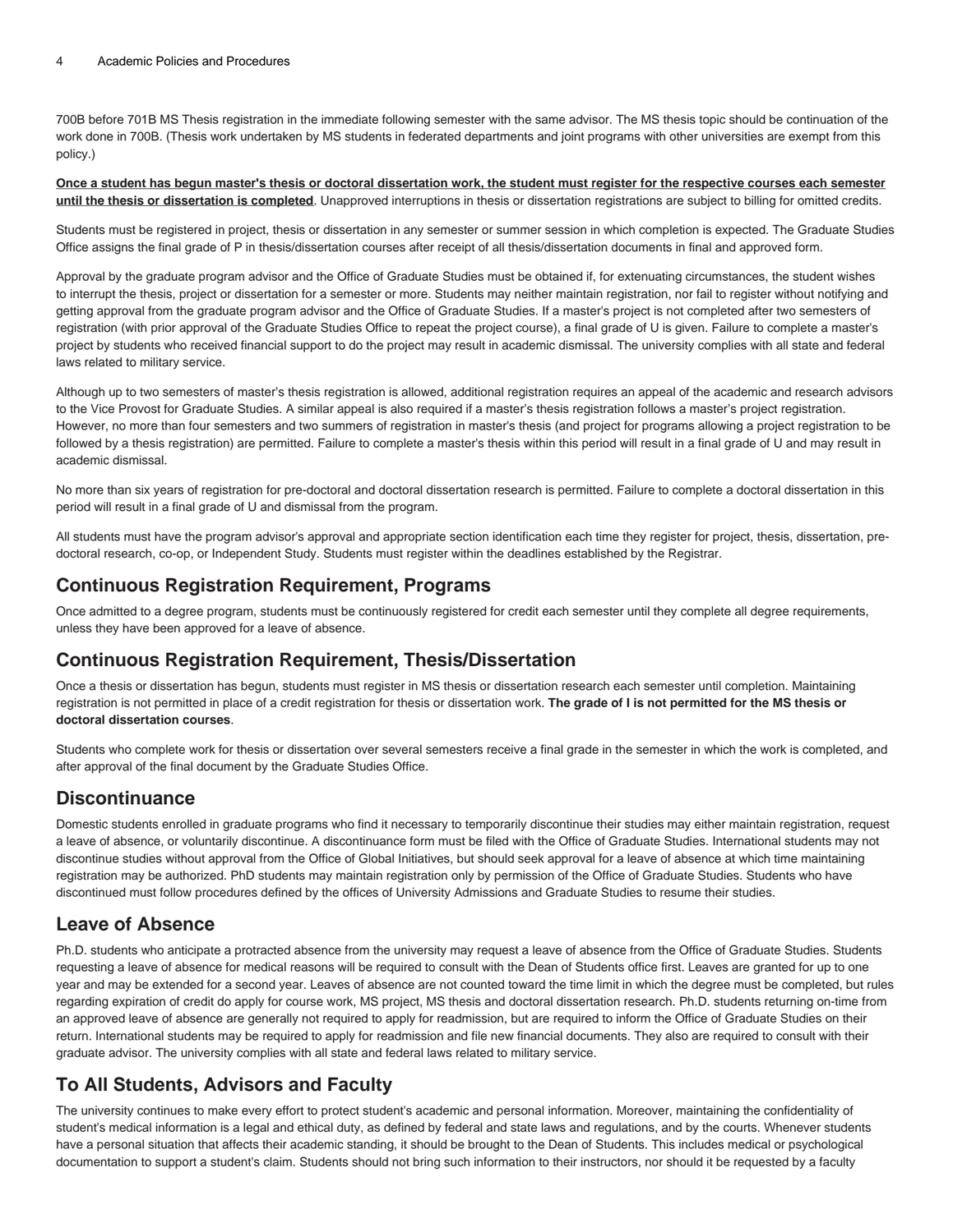700B before 701B MS Thesis registration in the immediate following semester with the same advisor. The MS thesis topic should be continuation of the work done in 700B. (Thesis work undertaken by MS students in federated departments and joint programs with other universities are exempt from this policy.)

**<u>Once a student has begun master's thesis or doctoral dissertation work, the student must register for the respective courses each semester until the thesis or dissertation is completed</u>**. Unapproved interruptions in thesis or dissertation registrations are subject to billing for omitted credits.

Students must be registered in project, thesis or dissertation in any semester or summer session in which completion is expected. The Graduate Studies Office assigns the final grade of P in thesis/dissertation courses after receipt of all thesis/dissertation documents in final and approved form.

Approval by the graduate program advisor and the Office of Graduate Studies must be obtained if, for extenuating circumstances, the student wishes to interrupt the thesis, project or dissertation for a semester or more. Students may neither maintain registration, nor fail to register without notifying and getting approval from the graduate program advisor and the Office of Graduate Studies. If a master's project is not completed after two semesters of registration (with prior approval of the Graduate Studies Office to repeat the project course), a final grade of U is given. Failure to complete a master's project by students who received financial support to do the project may result in academic dismissal. The university complies with all state and federal laws related to military service.

Although up to two semesters of master's thesis registration is allowed, additional registration requires an appeal of the academic and research advisors to the Vice Provost for Graduate Studies. A similar appeal is also required if a master's thesis registration follows a master's project registration. However, no more than four semesters and two summers of registration in master's thesis (and project for programs allowing a project registration to be followed by a thesis registration) are permitted. Failure to complete a master's thesis within this period will result in a final grade of U and may result in academic dismissal.

No more than six years of registration for pre-doctoral and doctoral dissertation research is permitted. Failure to complete a doctoral dissertation in this period will result in a final grade of U and dismissal from the program.

All students must have the program advisor's approval and appropriate section identification each time they register for project, thesis, dissertation, pre-doctoral research, co-op, or Independent Study. Students must register within the deadlines established by the Registrar.

## Continuous Registration Requirement, Programs

Once admitted to a degree program, students must be continuously registered for credit each semester until they complete all degree requirements, unless they have been approved for a leave of absence.

## Continuous Registration Requirement, Thesis/Dissertation

Once a thesis or dissertation has begun, students must register in MS thesis or dissertation research each semester until completion. Maintaining registration is not permitted in place of a credit registration for thesis or dissertation work. **The grade of I is not permitted for the MS thesis or doctoral dissertation courses**.

Students who complete work for thesis or dissertation over several semesters receive a final grade in the semester in which the work is completed, and after approval of the final document by the Graduate Studies Office.

## Discontinuance

Domestic students enrolled in graduate programs who find it necessary to temporarily discontinue their studies may either maintain registration, request a leave of absence, or voluntarily discontinue. A discontinuance form must be filed with the Office of Graduate Studies. International students may not discontinue studies without approval from the Office of Global Initiatives, but should seek approval for a leave of absence at which time maintaining registration may be authorized. PhD students may maintain registration only by permission of the Office of Graduate Studies. Students who have discontinued must follow procedures defined by the offices of University Admissions and Graduate Studies to resume their studies.

## Leave of Absence

Ph.D. students who anticipate a protracted absence from the university may request a leave of absence from the Office of Graduate Studies. Students requesting a leave of absence for medical reasons will be required to consult with the Dean of Students office first. Leaves are granted for up to one year and may be extended for a second year. Leaves of absence are not counted toward the time limit in which the degree must be completed, but rules regarding expiration of credit do apply for course work, MS project, MS thesis and doctoral dissertation research. Ph.D. students returning on-time from an approved leave of absence are generally not required to apply for readmission, but are required to inform the Office of Graduate Studies on their return. International students may be required to apply for readmission and file new financial documents. They also are required to consult with their graduate advisor. The university complies with all state and federal laws related to military service.

## To All Students, Advisors and Faculty

The university continues to make every effort to protect student's academic and personal information. Moreover, maintaining the confidentiality of student's medical information is a legal and ethical duty, as defined by federal and state laws and regulations, and by the courts. Whenever students have a personal situation that affects their academic standing, it should be brought to the Dean of Students. This includes medical or psychological documentation to support a student's claim. Students should not bring such information to their instructors, nor should it be requested by a faculty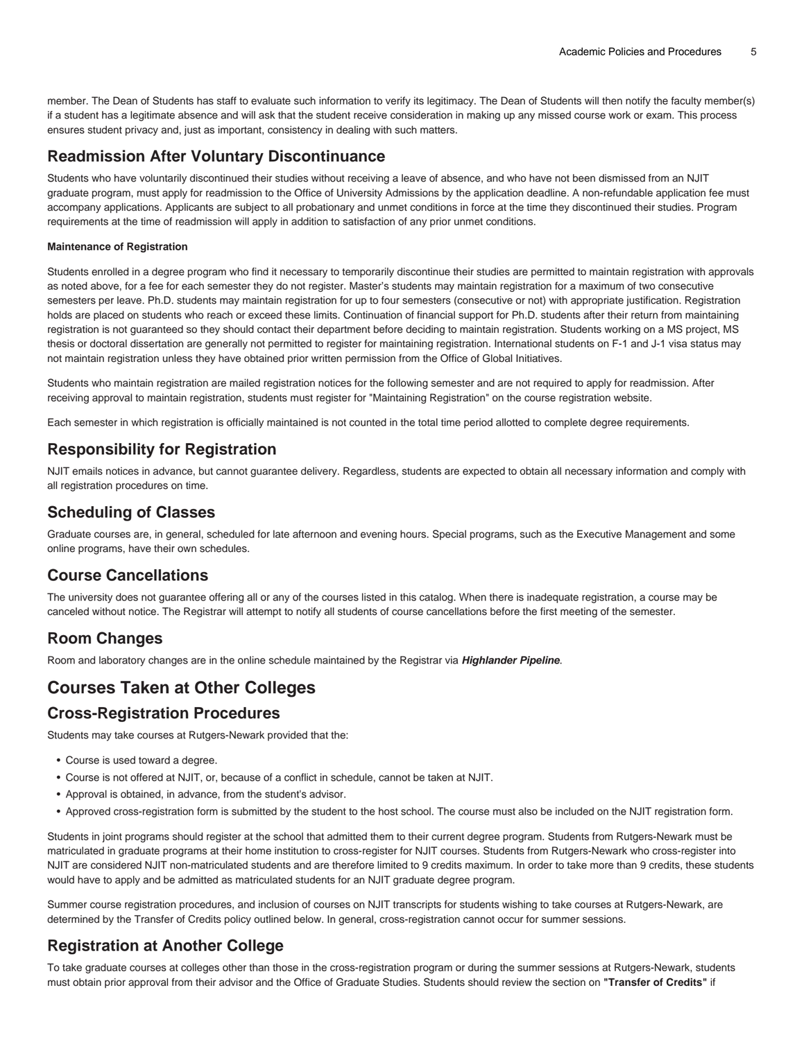member. The Dean of Students has staff to evaluate such information to verify its legitimacy. The Dean of Students will then notify the faculty member(s) if a student has a legitimate absence and will ask that the student receive consideration in making up any missed course work or exam. This process ensures student privacy and, just as important, consistency in dealing with such matters.

## Readmission After Voluntary Discontinuance

Students who have voluntarily discontinued their studies without receiving a leave of absence, and who have not been dismissed from an NJIT graduate program, must apply for readmission to the Office of University Admissions by the application deadline. A non-refundable application fee must accompany applications. Applicants are subject to all probationary and unmet conditions in force at the time they discontinued their studies. Program requirements at the time of readmission will apply in addition to satisfaction of any prior unmet conditions.

#### Maintenance of Registration

Students enrolled in a degree program who find it necessary to temporarily discontinue their studies are permitted to maintain registration with approvals as noted above, for a fee for each semester they do not register. Master's students may maintain registration for a maximum of two consecutive semesters per leave. Ph.D. students may maintain registration for up to four semesters (consecutive or not) with appropriate justification. Registration holds are placed on students who reach or exceed these limits. Continuation of financial support for Ph.D. students after their return from maintaining registration is not guaranteed so they should contact their department before deciding to maintain registration. Students working on a MS project, MS thesis or doctoral dissertation are generally not permitted to register for maintaining registration. International students on F-1 and J-1 visa status may not maintain registration unless they have obtained prior written permission from the Office of Global Initiatives.

Students who maintain registration are mailed registration notices for the following semester and are not required to apply for readmission. After receiving approval to maintain registration, students must register for "Maintaining Registration" on the course registration website.

Each semester in which registration is officially maintained is not counted in the total time period allotted to complete degree requirements.

## Responsibility for Registration

NJIT emails notices in advance, but cannot guarantee delivery. Regardless, students are expected to obtain all necessary information and comply with all registration procedures on time.

## Scheduling of Classes

Graduate courses are, in general, scheduled for late afternoon and evening hours. Special programs, such as the Executive Management and some online programs, have their own schedules.

## Course Cancellations

The university does not guarantee offering all or any of the courses listed in this catalog. When there is inadequate registration, a course may be canceled without notice. The Registrar will attempt to notify all students of course cancellations before the first meeting of the semester.

## Room Changes

Room and laboratory changes are in the online schedule maintained by the Registrar via ***Highlander Pipeline***.

# Courses Taken at Other Colleges

## Cross-Registration Procedures

Students may take courses at Rutgers-Newark provided that the:

- Course is used toward a degree.
- Course is not offered at NJIT, or, because of a conflict in schedule, cannot be taken at NJIT.
- Approval is obtained, in advance, from the student's advisor.
- Approved cross-registration form is submitted by the student to the host school. The course must also be included on the NJIT registration form.

Students in joint programs should register at the school that admitted them to their current degree program. Students from Rutgers-Newark must be matriculated in graduate programs at their home institution to cross-register for NJIT courses. Students from Rutgers-Newark who cross-register into NJIT are considered NJIT non-matriculated students and are therefore limited to 9 credits maximum. In order to take more than 9 credits, these students would have to apply and be admitted as matriculated students for an NJIT graduate degree program.

Summer course registration procedures, and inclusion of courses on NJIT transcripts for students wishing to take courses at Rutgers-Newark, are determined by the Transfer of Credits policy outlined below. In general, cross-registration cannot occur for summer sessions.

## Registration at Another College

To take graduate courses at colleges other than those in the cross-registration program or during the summer sessions at Rutgers-Newark, students must obtain prior approval from their advisor and the Office of Graduate Studies. Students should review the section on **"Transfer of Credits"** if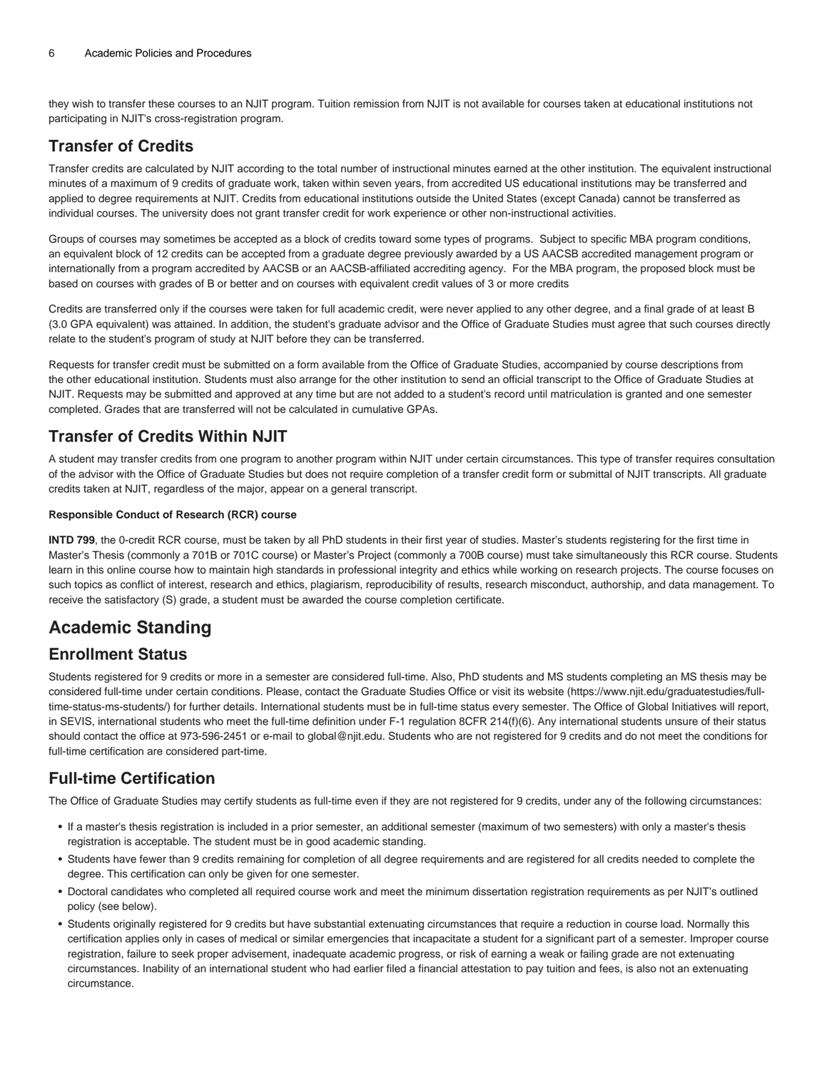they wish to transfer these courses to an NJIT program. Tuition remission from NJIT is not available for courses taken at educational institutions not participating in NJIT's cross-registration program.

## Transfer of Credits

Transfer credits are calculated by NJIT according to the total number of instructional minutes earned at the other institution. The equivalent instructional minutes of a maximum of 9 credits of graduate work, taken within seven years, from accredited US educational institutions may be transferred and applied to degree requirements at NJIT. Credits from educational institutions outside the United States (except Canada) cannot be transferred as individual courses. The university does not grant transfer credit for work experience or other non-instructional activities.

Groups of courses may sometimes be accepted as a block of credits toward some types of programs. Subject to specific MBA program conditions, an equivalent block of 12 credits can be accepted from a graduate degree previously awarded by a US AACSB accredited management program or internationally from a program accredited by AACSB or an AACSB-affiliated accrediting agency. For the MBA program, the proposed block must be based on courses with grades of B or better and on courses with equivalent credit values of 3 or more credits

Credits are transferred only if the courses were taken for full academic credit, were never applied to any other degree, and a final grade of at least B (3.0 GPA equivalent) was attained. In addition, the student's graduate advisor and the Office of Graduate Studies must agree that such courses directly relate to the student's program of study at NJIT before they can be transferred.

Requests for transfer credit must be submitted on a form available from the Office of Graduate Studies, accompanied by course descriptions from the other educational institution. Students must also arrange for the other institution to send an official transcript to the Office of Graduate Studies at NJIT. Requests may be submitted and approved at any time but are not added to a student's record until matriculation is granted and one semester completed. Grades that are transferred will not be calculated in cumulative GPAs.

## Transfer of Credits Within NJIT

A student may transfer credits from one program to another program within NJIT under certain circumstances. This type of transfer requires consultation of the advisor with the Office of Graduate Studies but does not require completion of a transfer credit form or submittal of NJIT transcripts. All graduate credits taken at NJIT, regardless of the major, appear on a general transcript.

#### Responsible Conduct of Research (RCR) course

**INTD 799**, the 0-credit RCR course, must be taken by all PhD students in their first year of studies. Master's students registering for the first time in Master's Thesis (commonly a 701B or 701C course) or Master's Project (commonly a 700B course) must take simultaneously this RCR course. Students learn in this online course how to maintain high standards in professional integrity and ethics while working on research projects. The course focuses on such topics as conflict of interest, research and ethics, plagiarism, reproducibility of results, research misconduct, authorship, and data management. To receive the satisfactory (S) grade, a student must be awarded the course completion certificate.

# Academic Standing

## Enrollment Status

Students registered for 9 credits or more in a semester are considered full-time. Also, PhD students and MS students completing an MS thesis may be considered full-time under certain conditions. Please, contact the Graduate Studies Office or visit its website (https://www.njit.edu/graduatestudies/full-time-status-ms-students/) for further details. International students must be in full-time status every semester. The Office of Global Initiatives will report, in SEVIS, international students who meet the full-time definition under F-1 regulation 8CFR 214(f)(6). Any international students unsure of their status should contact the office at 973-596-2451 or e-mail to global@njit.edu. Students who are not registered for 9 credits and do not meet the conditions for full-time certification are considered part-time.

## Full-time Certification

The Office of Graduate Studies may certify students as full-time even if they are not registered for 9 credits, under any of the following circumstances:

- If a master's thesis registration is included in a prior semester, an additional semester (maximum of two semesters) with only a master's thesis registration is acceptable. The student must be in good academic standing.
- Students have fewer than 9 credits remaining for completion of all degree requirements and are registered for all credits needed to complete the degree. This certification can only be given for one semester.
- Doctoral candidates who completed all required course work and meet the minimum dissertation registration requirements as per NJIT's outlined policy (see below).
- Students originally registered for 9 credits but have substantial extenuating circumstances that require a reduction in course load. Normally this certification applies only in cases of medical or similar emergencies that incapacitate a student for a significant part of a semester. Improper course registration, failure to seek proper advisement, inadequate academic progress, or risk of earning a weak or failing grade are not extenuating circumstances. Inability of an international student who had earlier filed a financial attestation to pay tuition and fees, is also not an extenuating circumstance.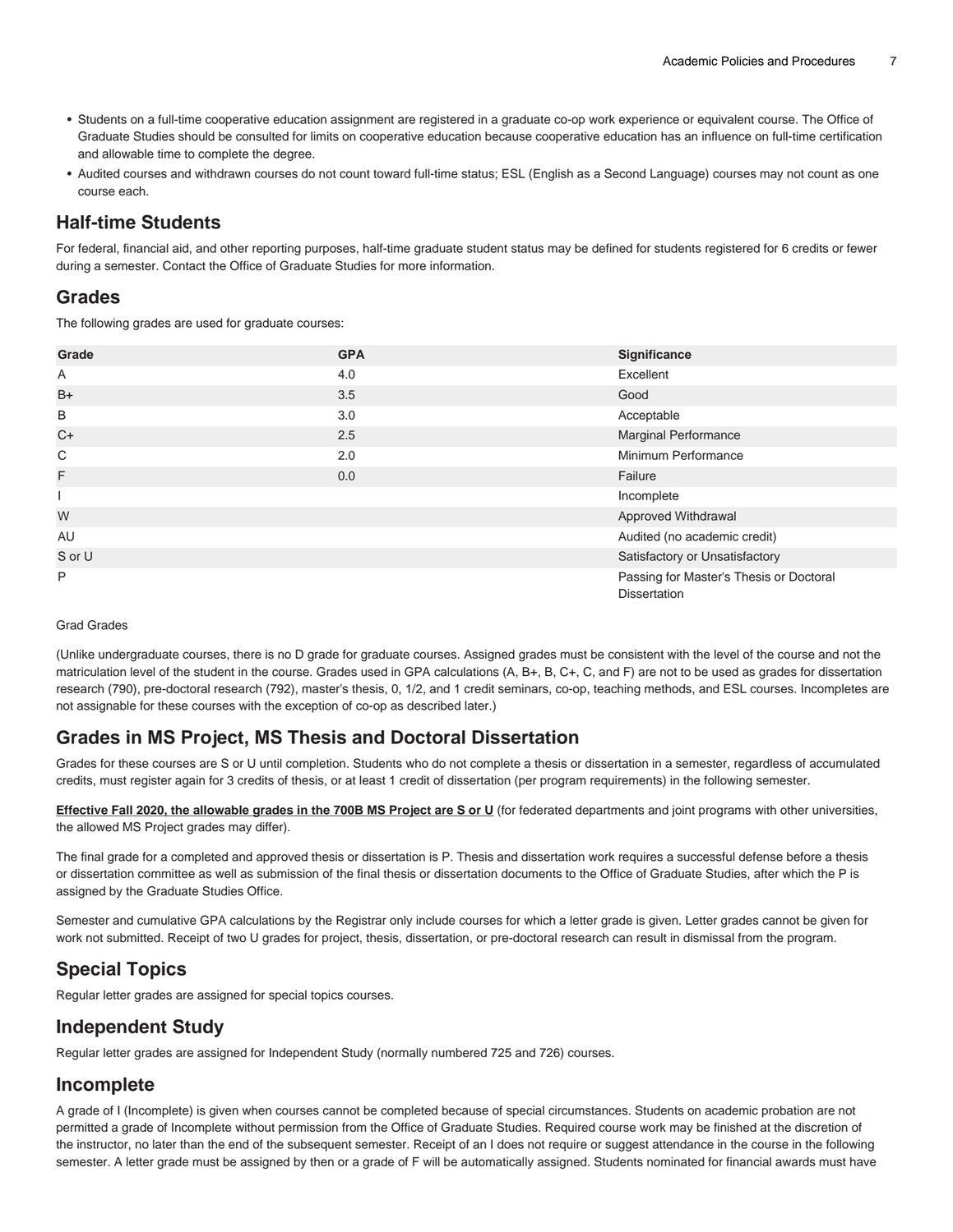- Students on a full-time cooperative education assignment are registered in a graduate co-op work experience or equivalent course. The Office of Graduate Studies should be consulted for limits on cooperative education because cooperative education has an influence on full-time certification and allowable time to complete the degree.
- Audited courses and withdrawn courses do not count toward full-time status; ESL (English as a Second Language) courses may not count as one course each.

## Half-time Students

For federal, financial aid, and other reporting purposes, half-time graduate student status may be defined for students registered for 6 credits or fewer during a semester. Contact the Office of Graduate Studies for more information.

## Grades

The following grades are used for graduate courses:

| Grade | GPA | Significance |
|---|---|---|
| A | 4.0 | Excellent |
| B+ | 3.5 | Good |
| B | 3.0 | Acceptable |
| C+ | 2.5 | Marginal Performance |
| C | 2.0 | Minimum Performance |
| F | 0.0 | Failure |
| I | | Incomplete |
| W | | Approved Withdrawal |
| AU | | Audited (no academic credit) |
| S or U | | Satisfactory or Unsatisfactory |
| P | | Passing for Master's Thesis or Doctoral Dissertation |

Grad Grades

(Unlike undergraduate courses, there is no D grade for graduate courses. Assigned grades must be consistent with the level of the course and not the matriculation level of the student in the course. Grades used in GPA calculations (A, B+, B, C+, C, and F) are not to be used as grades for dissertation research (790), pre-doctoral research (792), master's thesis, 0, 1/2, and 1 credit seminars, co-op, teaching methods, and ESL courses. Incompletes are not assignable for these courses with the exception of co-op as described later.)

## Grades in MS Project, MS Thesis and Doctoral Dissertation

Grades for these courses are S or U until completion. Students who do not complete a thesis or dissertation in a semester, regardless of accumulated credits, must register again for 3 credits of thesis, or at least 1 credit of dissertation (per program requirements) in the following semester.

**Effective Fall 2020, the allowable grades in the 700B MS Project are S or U** (for federated departments and joint programs with other universities, the allowed MS Project grades may differ).

The final grade for a completed and approved thesis or dissertation is P. Thesis and dissertation work requires a successful defense before a thesis or dissertation committee as well as submission of the final thesis or dissertation documents to the Office of Graduate Studies, after which the P is assigned by the Graduate Studies Office.

Semester and cumulative GPA calculations by the Registrar only include courses for which a letter grade is given. Letter grades cannot be given for work not submitted. Receipt of two U grades for project, thesis, dissertation, or pre-doctoral research can result in dismissal from the program.

## Special Topics

Regular letter grades are assigned for special topics courses.

## Independent Study

Regular letter grades are assigned for Independent Study (normally numbered 725 and 726) courses.

## Incomplete

A grade of I (Incomplete) is given when courses cannot be completed because of special circumstances. Students on academic probation are not permitted a grade of Incomplete without permission from the Office of Graduate Studies. Required course work may be finished at the discretion of the instructor, no later than the end of the subsequent semester. Receipt of an I does not require or suggest attendance in the course in the following semester. A letter grade must be assigned by then or a grade of F will be automatically assigned. Students nominated for financial awards must have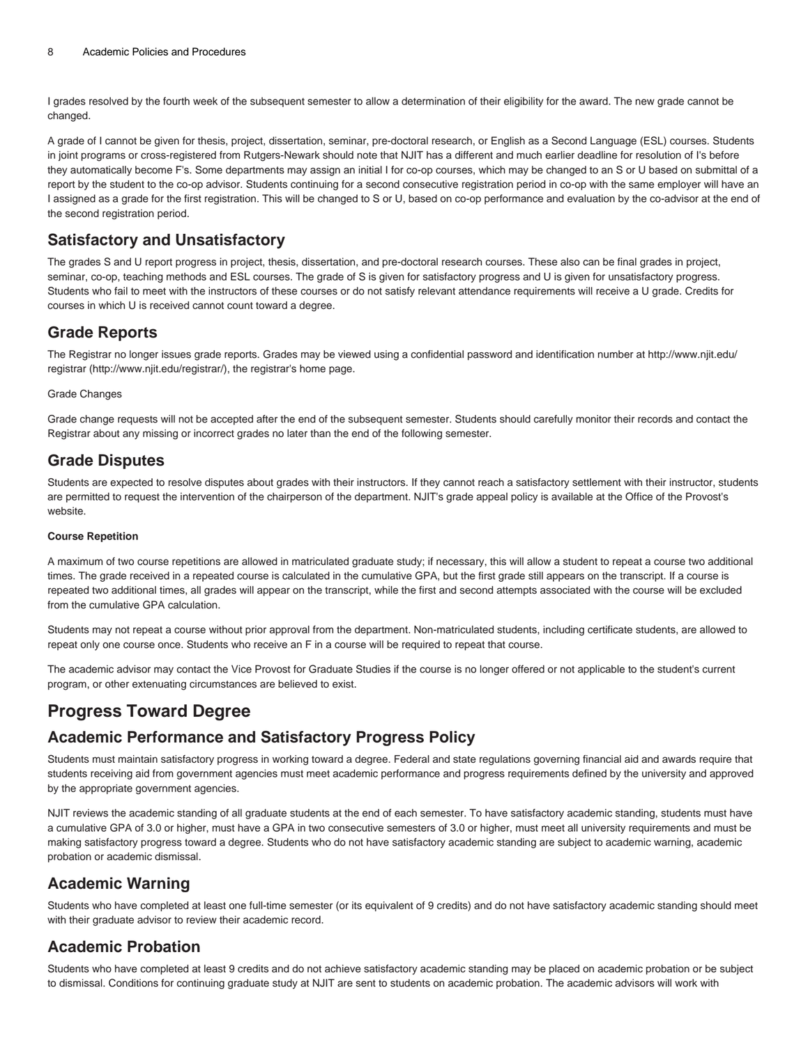I grades resolved by the fourth week of the subsequent semester to allow a determination of their eligibility for the award. The new grade cannot be changed.

A grade of I cannot be given for thesis, project, dissertation, seminar, pre-doctoral research, or English as a Second Language (ESL) courses. Students in joint programs or cross-registered from Rutgers-Newark should note that NJIT has a different and much earlier deadline for resolution of I's before they automatically become F's. Some departments may assign an initial I for co-op courses, which may be changed to an S or U based on submittal of a report by the student to the co-op advisor. Students continuing for a second consecutive registration period in co-op with the same employer will have an I assigned as a grade for the first registration. This will be changed to S or U, based on co-op performance and evaluation by the co-advisor at the end of the second registration period.

## Satisfactory and Unsatisfactory

The grades S and U report progress in project, thesis, dissertation, and pre-doctoral research courses. These also can be final grades in project, seminar, co-op, teaching methods and ESL courses. The grade of S is given for satisfactory progress and U is given for unsatisfactory progress. Students who fail to meet with the instructors of these courses or do not satisfy relevant attendance requirements will receive a U grade. Credits for courses in which U is received cannot count toward a degree.

## Grade Reports

The Registrar no longer issues grade reports. Grades may be viewed using a confidential password and identification number at http://www.njit.edu/registrar (http://www.njit.edu/registrar/), the registrar's home page.

Grade Changes

Grade change requests will not be accepted after the end of the subsequent semester. Students should carefully monitor their records and contact the Registrar about any missing or incorrect grades no later than the end of the following semester.

## Grade Disputes

Students are expected to resolve disputes about grades with their instructors. If they cannot reach a satisfactory settlement with their instructor, students are permitted to request the intervention of the chairperson of the department. NJIT's grade appeal policy is available at the Office of the Provost's website.

#### Course Repetition

A maximum of two course repetitions are allowed in matriculated graduate study; if necessary, this will allow a student to repeat a course two additional times. The grade received in a repeated course is calculated in the cumulative GPA, but the first grade still appears on the transcript. If a course is repeated two additional times, all grades will appear on the transcript, while the first and second attempts associated with the course will be excluded from the cumulative GPA calculation.

Students may not repeat a course without prior approval from the department. Non-matriculated students, including certificate students, are allowed to repeat only one course once. Students who receive an F in a course will be required to repeat that course.

The academic advisor may contact the Vice Provost for Graduate Studies if the course is no longer offered or not applicable to the student's current program, or other extenuating circumstances are believed to exist.

# Progress Toward Degree

## Academic Performance and Satisfactory Progress Policy

Students must maintain satisfactory progress in working toward a degree. Federal and state regulations governing financial aid and awards require that students receiving aid from government agencies must meet academic performance and progress requirements defined by the university and approved by the appropriate government agencies.

NJIT reviews the academic standing of all graduate students at the end of each semester. To have satisfactory academic standing, students must have a cumulative GPA of 3.0 or higher, must have a GPA in two consecutive semesters of 3.0 or higher, must meet all university requirements and must be making satisfactory progress toward a degree. Students who do not have satisfactory academic standing are subject to academic warning, academic probation or academic dismissal.

## Academic Warning

Students who have completed at least one full-time semester (or its equivalent of 9 credits) and do not have satisfactory academic standing should meet with their graduate advisor to review their academic record.

## Academic Probation

Students who have completed at least 9 credits and do not achieve satisfactory academic standing may be placed on academic probation or be subject to dismissal. Conditions for continuing graduate study at NJIT are sent to students on academic probation. The academic advisors will work with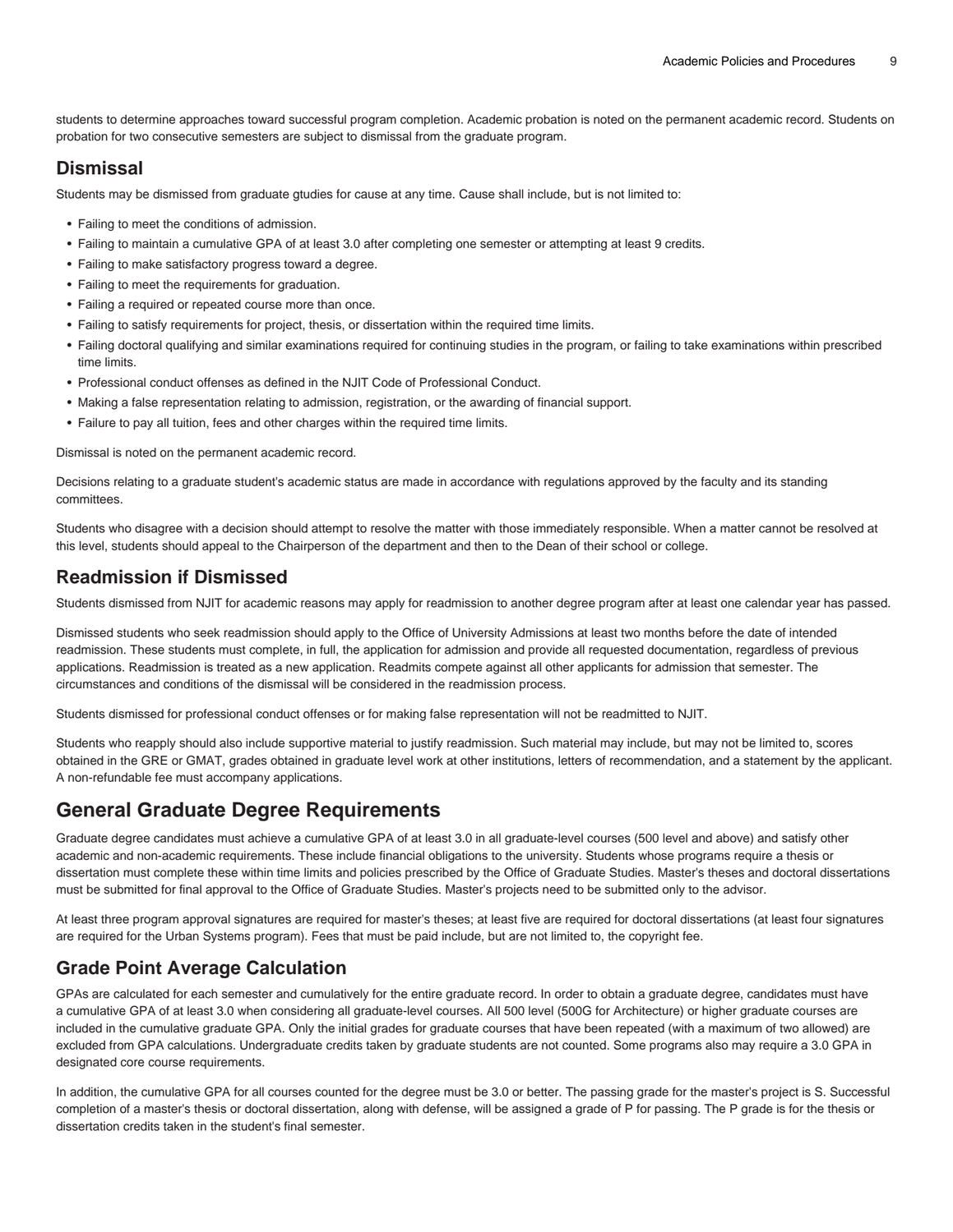students to determine approaches toward successful program completion. Academic probation is noted on the permanent academic record. Students on probation for two consecutive semesters are subject to dismissal from the graduate program.

## Dismissal

Students may be dismissed from graduate gtudies for cause at any time. Cause shall include, but is not limited to:

- Failing to meet the conditions of admission.
- Failing to maintain a cumulative GPA of at least 3.0 after completing one semester or attempting at least 9 credits.
- Failing to make satisfactory progress toward a degree.
- Failing to meet the requirements for graduation.
- Failing a required or repeated course more than once.
- Failing to satisfy requirements for project, thesis, or dissertation within the required time limits.
- Failing doctoral qualifying and similar examinations required for continuing studies in the program, or failing to take examinations within prescribed time limits.
- Professional conduct offenses as defined in the NJIT Code of Professional Conduct.
- Making a false representation relating to admission, registration, or the awarding of financial support.
- Failure to pay all tuition, fees and other charges within the required time limits.

Dismissal is noted on the permanent academic record.

Decisions relating to a graduate student's academic status are made in accordance with regulations approved by the faculty and its standing committees.

Students who disagree with a decision should attempt to resolve the matter with those immediately responsible. When a matter cannot be resolved at this level, students should appeal to the Chairperson of the department and then to the Dean of their school or college.

## Readmission if Dismissed

Students dismissed from NJIT for academic reasons may apply for readmission to another degree program after at least one calendar year has passed.

Dismissed students who seek readmission should apply to the Office of University Admissions at least two months before the date of intended readmission. These students must complete, in full, the application for admission and provide all requested documentation, regardless of previous applications. Readmission is treated as a new application. Readmits compete against all other applicants for admission that semester. The circumstances and conditions of the dismissal will be considered in the readmission process.

Students dismissed for professional conduct offenses or for making false representation will not be readmitted to NJIT.

Students who reapply should also include supportive material to justify readmission. Such material may include, but may not be limited to, scores obtained in the GRE or GMAT, grades obtained in graduate level work at other institutions, letters of recommendation, and a statement by the applicant. A non-refundable fee must accompany applications.

## General Graduate Degree Requirements

Graduate degree candidates must achieve a cumulative GPA of at least 3.0 in all graduate-level courses (500 level and above) and satisfy other academic and non-academic requirements. These include financial obligations to the university. Students whose programs require a thesis or dissertation must complete these within time limits and policies prescribed by the Office of Graduate Studies. Master's theses and doctoral dissertations must be submitted for final approval to the Office of Graduate Studies. Master's projects need to be submitted only to the advisor.

At least three program approval signatures are required for master's theses; at least five are required for doctoral dissertations (at least four signatures are required for the Urban Systems program). Fees that must be paid include, but are not limited to, the copyright fee.

## Grade Point Average Calculation

GPAs are calculated for each semester and cumulatively for the entire graduate record. In order to obtain a graduate degree, candidates must have a cumulative GPA of at least 3.0 when considering all graduate-level courses. All 500 level (500G for Architecture) or higher graduate courses are included in the cumulative graduate GPA. Only the initial grades for graduate courses that have been repeated (with a maximum of two allowed) are excluded from GPA calculations. Undergraduate credits taken by graduate students are not counted. Some programs also may require a 3.0 GPA in designated core course requirements.

In addition, the cumulative GPA for all courses counted for the degree must be 3.0 or better. The passing grade for the master's project is S. Successful completion of a master's thesis or doctoral dissertation, along with defense, will be assigned a grade of P for passing. The P grade is for the thesis or dissertation credits taken in the student's final semester.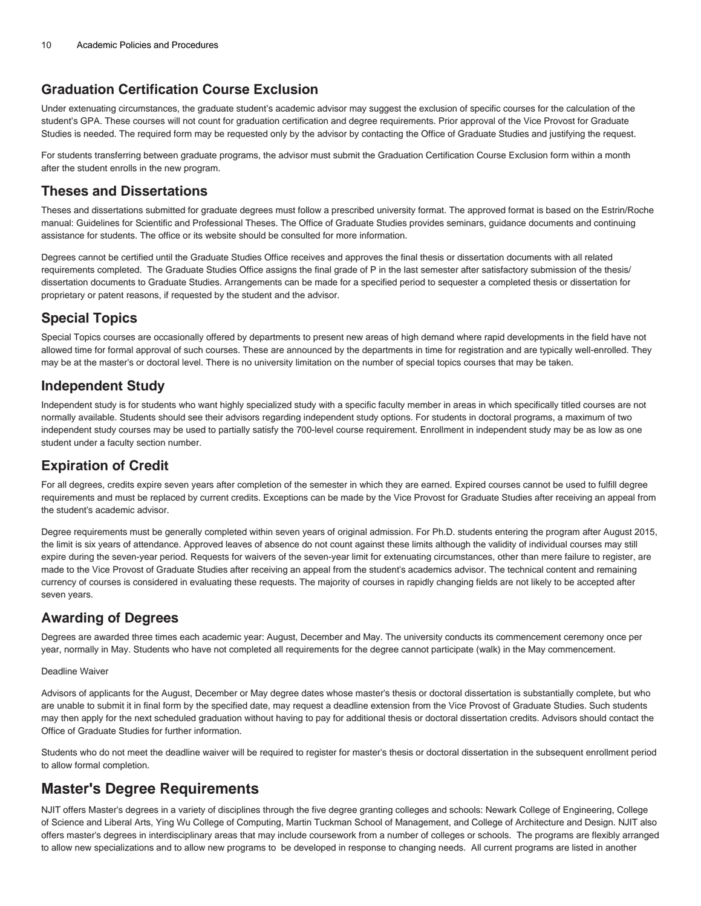## Graduation Certification Course Exclusion

Under extenuating circumstances, the graduate student's academic advisor may suggest the exclusion of specific courses for the calculation of the student's GPA. These courses will not count for graduation certification and degree requirements. Prior approval of the Vice Provost for Graduate Studies is needed. The required form may be requested only by the advisor by contacting the Office of Graduate Studies and justifying the request.

For students transferring between graduate programs, the advisor must submit the Graduation Certification Course Exclusion form within a month after the student enrolls in the new program.

## Theses and Dissertations

Theses and dissertations submitted for graduate degrees must follow a prescribed university format. The approved format is based on the Estrin/Roche manual: Guidelines for Scientific and Professional Theses. The Office of Graduate Studies provides seminars, guidance documents and continuing assistance for students. The office or its website should be consulted for more information.

Degrees cannot be certified until the Graduate Studies Office receives and approves the final thesis or dissertation documents with all related requirements completed. The Graduate Studies Office assigns the final grade of P in the last semester after satisfactory submission of the thesis/dissertation documents to Graduate Studies. Arrangements can be made for a specified period to sequester a completed thesis or dissertation for proprietary or patent reasons, if requested by the student and the advisor.

## Special Topics

Special Topics courses are occasionally offered by departments to present new areas of high demand where rapid developments in the field have not allowed time for formal approval of such courses. These are announced by the departments in time for registration and are typically well-enrolled. They may be at the master's or doctoral level. There is no university limitation on the number of special topics courses that may be taken.

## Independent Study

Independent study is for students who want highly specialized study with a specific faculty member in areas in which specifically titled courses are not normally available. Students should see their advisors regarding independent study options. For students in doctoral programs, a maximum of two independent study courses may be used to partially satisfy the 700-level course requirement. Enrollment in independent study may be as low as one student under a faculty section number.

## Expiration of Credit

For all degrees, credits expire seven years after completion of the semester in which they are earned. Expired courses cannot be used to fulfill degree requirements and must be replaced by current credits. Exceptions can be made by the Vice Provost for Graduate Studies after receiving an appeal from the student's academic advisor.

Degree requirements must be generally completed within seven years of original admission. For Ph.D. students entering the program after August 2015, the limit is six years of attendance. Approved leaves of absence do not count against these limits although the validity of individual courses may still expire during the seven-year period. Requests for waivers of the seven-year limit for extenuating circumstances, other than mere failure to register, are made to the Vice Provost of Graduate Studies after receiving an appeal from the student's academics advisor. The technical content and remaining currency of courses is considered in evaluating these requests. The majority of courses in rapidly changing fields are not likely to be accepted after seven years.

## Awarding of Degrees

Degrees are awarded three times each academic year: August, December and May. The university conducts its commencement ceremony once per year, normally in May. Students who have not completed all requirements for the degree cannot participate (walk) in the May commencement.

Deadline Waiver

Advisors of applicants for the August, December or May degree dates whose master's thesis or doctoral dissertation is substantially complete, but who are unable to submit it in final form by the specified date, may request a deadline extension from the Vice Provost of Graduate Studies. Such students may then apply for the next scheduled graduation without having to pay for additional thesis or doctoral dissertation credits. Advisors should contact the Office of Graduate Studies for further information.

Students who do not meet the deadline waiver will be required to register for master's thesis or doctoral dissertation in the subsequent enrollment period to allow formal completion.

# Master's Degree Requirements

NJIT offers Master's degrees in a variety of disciplines through the five degree granting colleges and schools: Newark College of Engineering, College of Science and Liberal Arts, Ying Wu College of Computing, Martin Tuckman School of Management, and College of Architecture and Design. NJIT also offers master's degrees in interdisciplinary areas that may include coursework from a number of colleges or schools. The programs are flexibly arranged to allow new specializations and to allow new programs to be developed in response to changing needs. All current programs are listed in another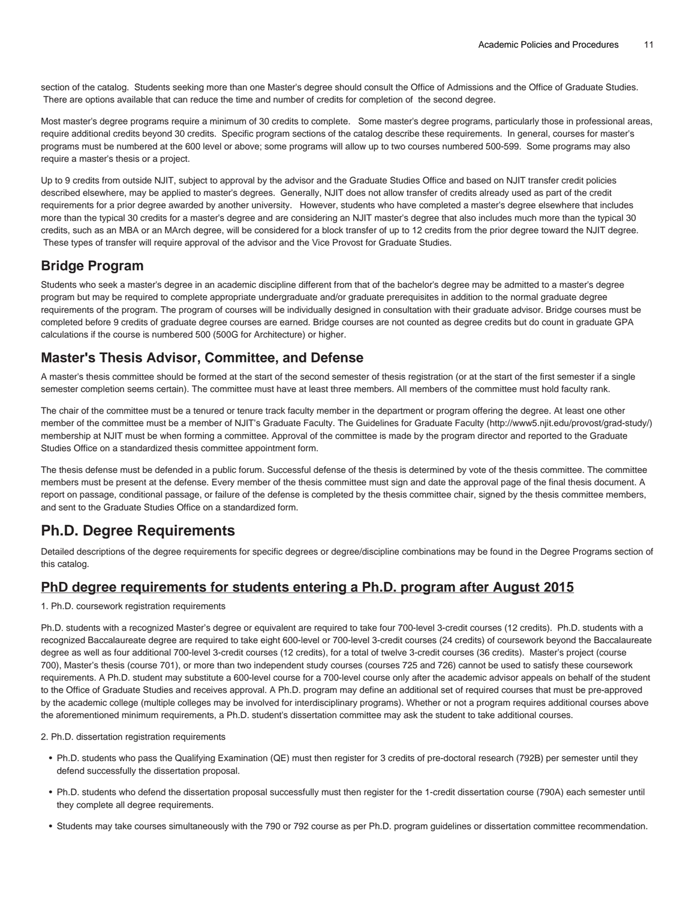section of the catalog.  Students seeking more than one Master's degree should consult the Office of Admissions and the Office of Graduate Studies. There are options available that can reduce the time and number of credits for completion of the second degree.

Most master's degree programs require a minimum of 30 credits to complete.  Some master's degree programs, particularly those in professional areas, require additional credits beyond 30 credits.  Specific program sections of the catalog describe these requirements.  In general, courses for master's programs must be numbered at the 600 level or above; some programs will allow up to two courses numbered 500-599.  Some programs may also require a master's thesis or a project.

Up to 9 credits from outside NJIT, subject to approval by the advisor and the Graduate Studies Office and based on NJIT transfer credit policies described elsewhere, may be applied to master's degrees.  Generally, NJIT does not allow transfer of credits already used as part of the credit requirements for a prior degree awarded by another university.  However, students who have completed a master's degree elsewhere that includes more than the typical 30 credits for a master's degree and are considering an NJIT master's degree that also includes much more than the typical 30 credits, such as an MBA or an MArch degree, will be considered for a block transfer of up to 12 credits from the prior degree toward the NJIT degree. These types of transfer will require approval of the advisor and the Vice Provost for Graduate Studies.

## Bridge Program

Students who seek a master's degree in an academic discipline different from that of the bachelor's degree may be admitted to a master's degree program but may be required to complete appropriate undergraduate and/or graduate prerequisites in addition to the normal graduate degree requirements of the program. The program of courses will be individually designed in consultation with their graduate advisor. Bridge courses must be completed before 9 credits of graduate degree courses are earned. Bridge courses are not counted as degree credits but do count in graduate GPA calculations if the course is numbered 500 (500G for Architecture) or higher.

## Master's Thesis Advisor, Committee, and Defense

A master's thesis committee should be formed at the start of the second semester of thesis registration (or at the start of the first semester if a single semester completion seems certain). The committee must have at least three members. All members of the committee must hold faculty rank.

The chair of the committee must be a tenured or tenure track faculty member in the department or program offering the degree. At least one other member of the committee must be a member of NJIT's Graduate Faculty. The Guidelines for Graduate Faculty (http://www5.njit.edu/provost/grad-study/) membership at NJIT must be when forming a committee. Approval of the committee is made by the program director and reported to the Graduate Studies Office on a standardized thesis committee appointment form.

The thesis defense must be defended in a public forum. Successful defense of the thesis is determined by vote of the thesis committee. The committee members must be present at the defense. Every member of the thesis committee must sign and date the approval page of the final thesis document. A report on passage, conditional passage, or failure of the defense is completed by the thesis committee chair, signed by the thesis committee members, and sent to the Graduate Studies Office on a standardized form.

# Ph.D. Degree Requirements

Detailed descriptions of the degree requirements for specific degrees or degree/discipline combinations may be found in the Degree Programs section of this catalog.

## PhD degree requirements for students entering a Ph.D. program after August 2015

1. Ph.D. coursework registration requirements

Ph.D. students with a recognized Master's degree or equivalent are required to take four 700-level 3-credit courses (12 credits).  Ph.D. students with a recognized Baccalaureate degree are required to take eight 600-level or 700-level 3-credit courses (24 credits) of coursework beyond the Baccalaureate degree as well as four additional 700-level 3-credit courses (12 credits), for a total of twelve 3-credit courses (36 credits).  Master's project (course 700), Master's thesis (course 701), or more than two independent study courses (courses 725 and 726) cannot be used to satisfy these coursework requirements. A Ph.D. student may substitute a 600-level course for a 700-level course only after the academic advisor appeals on behalf of the student to the Office of Graduate Studies and receives approval. A Ph.D. program may define an additional set of required courses that must be pre-approved by the academic college (multiple colleges may be involved for interdisciplinary programs). Whether or not a program requires additional courses above the aforementioned minimum requirements, a Ph.D. student's dissertation committee may ask the student to take additional courses.

2. Ph.D. dissertation registration requirements

- Ph.D. students who pass the Qualifying Examination (QE) must then register for 3 credits of pre-doctoral research (792B) per semester until they defend successfully the dissertation proposal.
- Ph.D. students who defend the dissertation proposal successfully must then register for the 1-credit dissertation course (790A) each semester until they complete all degree requirements.
- Students may take courses simultaneously with the 790 or 792 course as per Ph.D. program guidelines or dissertation committee recommendation.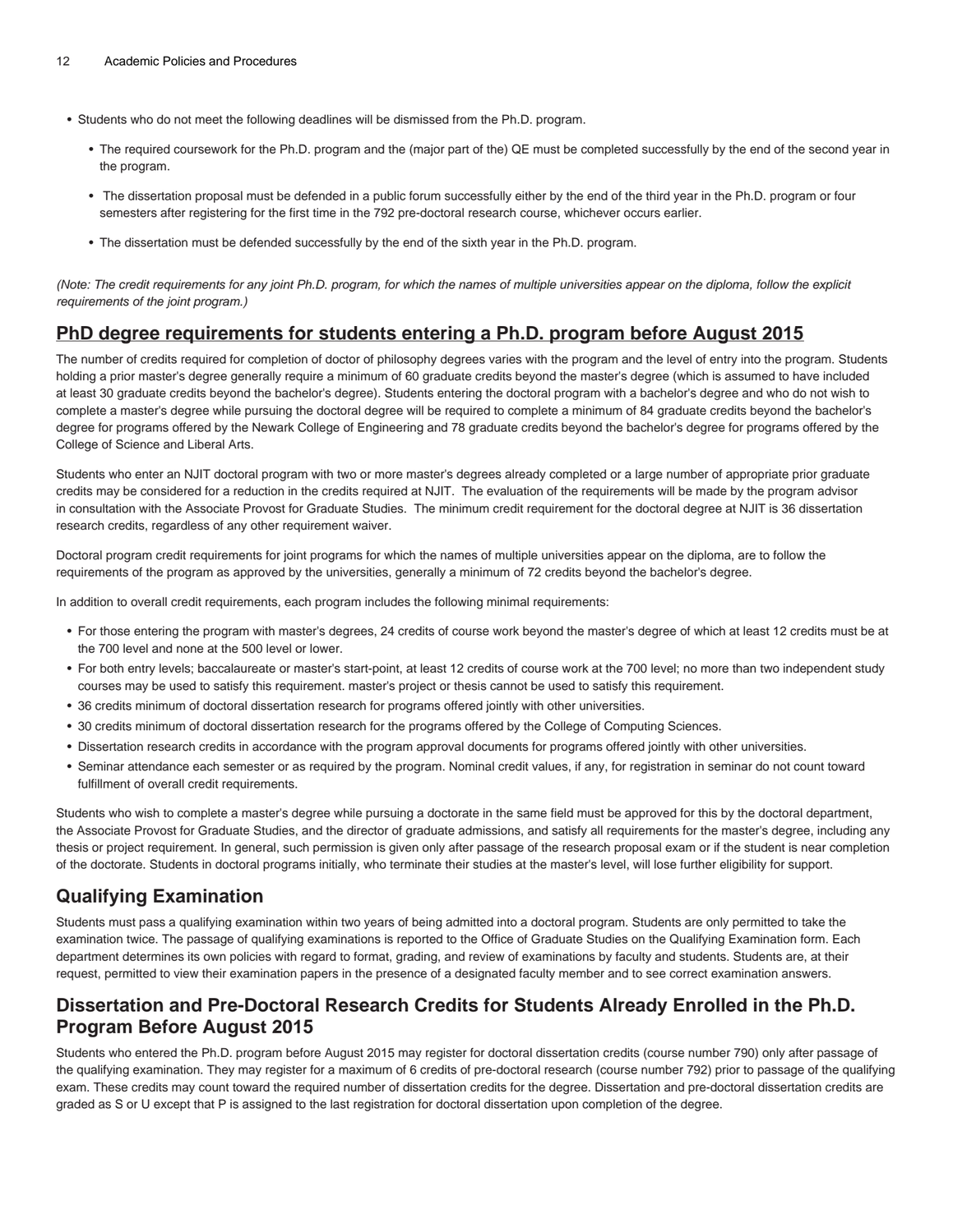- Students who do not meet the following deadlines will be dismissed from the Ph.D. program.
  - The required coursework for the Ph.D. program and the (major part of the) QE must be completed successfully by the end of the second year in the program.
  - The dissertation proposal must be defended in a public forum successfully either by the end of the third year in the Ph.D. program or four semesters after registering for the first time in the 792 pre-doctoral research course, whichever occurs earlier.
  - The dissertation must be defended successfully by the end of the sixth year in the Ph.D. program.

*(Note: The credit requirements for any joint Ph.D. program, for which the names of multiple universities appear on the diploma, follow the explicit requirements of the joint program.)*

## PhD degree requirements for students entering a Ph.D. program before August 2015

The number of credits required for completion of doctor of philosophy degrees varies with the program and the level of entry into the program. Students holding a prior master's degree generally require a minimum of 60 graduate credits beyond the master's degree (which is assumed to have included at least 30 graduate credits beyond the bachelor's degree). Students entering the doctoral program with a bachelor's degree and who do not wish to complete a master's degree while pursuing the doctoral degree will be required to complete a minimum of 84 graduate credits beyond the bachelor's degree for programs offered by the Newark College of Engineering and 78 graduate credits beyond the bachelor's degree for programs offered by the College of Science and Liberal Arts.

Students who enter an NJIT doctoral program with two or more master's degrees already completed or a large number of appropriate prior graduate credits may be considered for a reduction in the credits required at NJIT. The evaluation of the requirements will be made by the program advisor in consultation with the Associate Provost for Graduate Studies. The minimum credit requirement for the doctoral degree at NJIT is 36 dissertation research credits, regardless of any other requirement waiver.

Doctoral program credit requirements for joint programs for which the names of multiple universities appear on the diploma, are to follow the requirements of the program as approved by the universities, generally a minimum of 72 credits beyond the bachelor's degree.

In addition to overall credit requirements, each program includes the following minimal requirements:

- For those entering the program with master's degrees, 24 credits of course work beyond the master's degree of which at least 12 credits must be at the 700 level and none at the 500 level or lower.
- For both entry levels; baccalaureate or master's start-point, at least 12 credits of course work at the 700 level; no more than two independent study courses may be used to satisfy this requirement. master's project or thesis cannot be used to satisfy this requirement.
- 36 credits minimum of doctoral dissertation research for programs offered jointly with other universities.
- 30 credits minimum of doctoral dissertation research for the programs offered by the College of Computing Sciences.
- Dissertation research credits in accordance with the program approval documents for programs offered jointly with other universities.
- Seminar attendance each semester or as required by the program. Nominal credit values, if any, for registration in seminar do not count toward fulfillment of overall credit requirements.

Students who wish to complete a master's degree while pursuing a doctorate in the same field must be approved for this by the doctoral department, the Associate Provost for Graduate Studies, and the director of graduate admissions, and satisfy all requirements for the master's degree, including any thesis or project requirement. In general, such permission is given only after passage of the research proposal exam or if the student is near completion of the doctorate. Students in doctoral programs initially, who terminate their studies at the master's level, will lose further eligibility for support.

### Qualifying Examination

Students must pass a qualifying examination within two years of being admitted into a doctoral program. Students are only permitted to take the examination twice. The passage of qualifying examinations is reported to the Office of Graduate Studies on the Qualifying Examination form. Each department determines its own policies with regard to format, grading, and review of examinations by faculty and students. Students are, at their request, permitted to view their examination papers in the presence of a designated faculty member and to see correct examination answers.

### Dissertation and Pre-Doctoral Research Credits for Students Already Enrolled in the Ph.D. Program Before August 2015

Students who entered the Ph.D. program before August 2015 may register for doctoral dissertation credits (course number 790) only after passage of the qualifying examination. They may register for a maximum of 6 credits of pre-doctoral research (course number 792) prior to passage of the qualifying exam. These credits may count toward the required number of dissertation credits for the degree. Dissertation and pre-doctoral dissertation credits are graded as S or U except that P is assigned to the last registration for doctoral dissertation upon completion of the degree.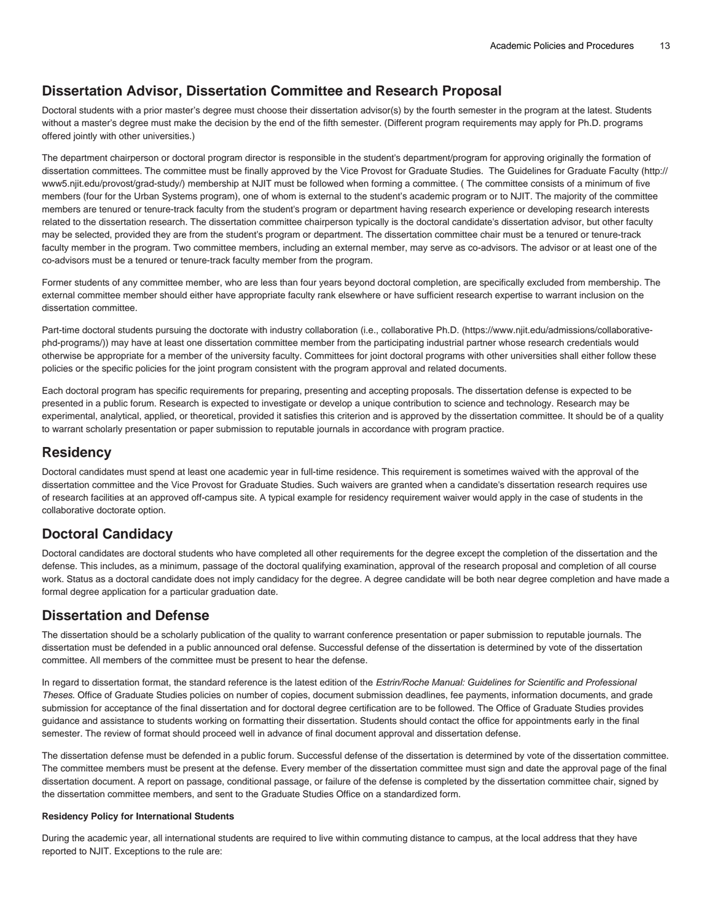## Dissertation Advisor, Dissertation Committee and Research Proposal

Doctoral students with a prior master's degree must choose their dissertation advisor(s) by the fourth semester in the program at the latest. Students without a master's degree must make the decision by the end of the fifth semester. (Different program requirements may apply for Ph.D. programs offered jointly with other universities.)

The department chairperson or doctoral program director is responsible in the student's department/program for approving originally the formation of dissertation committees. The committee must be finally approved by the Vice Provost for Graduate Studies. The Guidelines for Graduate Faculty (http://www5.njit.edu/provost/grad-study/) membership at NJIT must be followed when forming a committee. ( The committee consists of a minimum of five members (four for the Urban Systems program), one of whom is external to the student's academic program or to NJIT. The majority of the committee members are tenured or tenure-track faculty from the student's program or department having research experience or developing research interests related to the dissertation research. The dissertation committee chairperson typically is the doctoral candidate's dissertation advisor, but other faculty may be selected, provided they are from the student's program or department. The dissertation committee chair must be a tenured or tenure-track faculty member in the program. Two committee members, including an external member, may serve as co-advisors. The advisor or at least one of the co-advisors must be a tenured or tenure-track faculty member from the program.

Former students of any committee member, who are less than four years beyond doctoral completion, are specifically excluded from membership. The external committee member should either have appropriate faculty rank elsewhere or have sufficient research expertise to warrant inclusion on the dissertation committee.

Part-time doctoral students pursuing the doctorate with industry collaboration (i.e., collaborative Ph.D. (https://www.njit.edu/admissions/collaborative-phd-programs/)) may have at least one dissertation committee member from the participating industrial partner whose research credentials would otherwise be appropriate for a member of the university faculty. Committees for joint doctoral programs with other universities shall either follow these policies or the specific policies for the joint program consistent with the program approval and related documents.

Each doctoral program has specific requirements for preparing, presenting and accepting proposals. The dissertation defense is expected to be presented in a public forum. Research is expected to investigate or develop a unique contribution to science and technology. Research may be experimental, analytical, applied, or theoretical, provided it satisfies this criterion and is approved by the dissertation committee. It should be of a quality to warrant scholarly presentation or paper submission to reputable journals in accordance with program practice.

## Residency

Doctoral candidates must spend at least one academic year in full-time residence. This requirement is sometimes waived with the approval of the dissertation committee and the Vice Provost for Graduate Studies. Such waivers are granted when a candidate's dissertation research requires use of research facilities at an approved off-campus site. A typical example for residency requirement waiver would apply in the case of students in the collaborative doctorate option.

## Doctoral Candidacy

Doctoral candidates are doctoral students who have completed all other requirements for the degree except the completion of the dissertation and the defense. This includes, as a minimum, passage of the doctoral qualifying examination, approval of the research proposal and completion of all course work. Status as a doctoral candidate does not imply candidacy for the degree. A degree candidate will be both near degree completion and have made a formal degree application for a particular graduation date.

## Dissertation and Defense

The dissertation should be a scholarly publication of the quality to warrant conference presentation or paper submission to reputable journals. The dissertation must be defended in a public announced oral defense. Successful defense of the dissertation is determined by vote of the dissertation committee. All members of the committee must be present to hear the defense.

In regard to dissertation format, the standard reference is the latest edition of the *Estrin/Roche Manual: Guidelines for Scientific and Professional Theses*. Office of Graduate Studies policies on number of copies, document submission deadlines, fee payments, information documents, and grade submission for acceptance of the final dissertation and for doctoral degree certification are to be followed. The Office of Graduate Studies provides guidance and assistance to students working on formatting their dissertation. Students should contact the office for appointments early in the final semester. The review of format should proceed well in advance of final document approval and dissertation defense.

The dissertation defense must be defended in a public forum. Successful defense of the dissertation is determined by vote of the dissertation committee. The committee members must be present at the defense. Every member of the dissertation committee must sign and date the approval page of the final dissertation document. A report on passage, conditional passage, or failure of the defense is completed by the dissertation committee chair, signed by the dissertation committee members, and sent to the Graduate Studies Office on a standardized form.

#### Residency Policy for International Students

During the academic year, all international students are required to live within commuting distance to campus, at the local address that they have reported to NJIT. Exceptions to the rule are: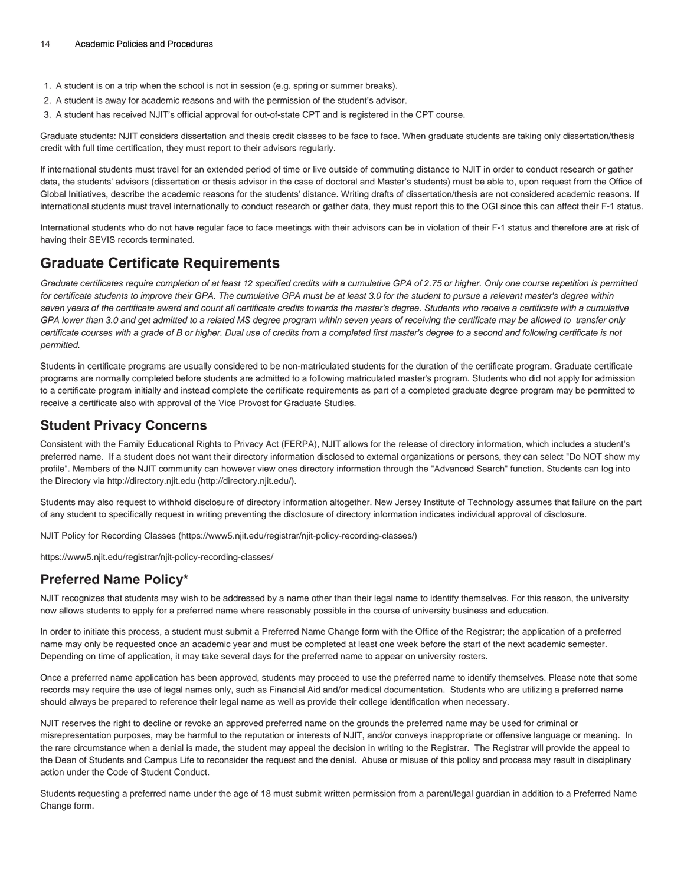1. A student is on a trip when the school is not in session (e.g. spring or summer breaks).
2. A student is away for academic reasons and with the permission of the student's advisor.
3. A student has received NJIT's official approval for out-of-state CPT and is registered in the CPT course.

Graduate students: NJIT considers dissertation and thesis credit classes to be face to face. When graduate students are taking only dissertation/thesis credit with full time certification, they must report to their advisors regularly.

If international students must travel for an extended period of time or live outside of commuting distance to NJIT in order to conduct research or gather data, the students' advisors (dissertation or thesis advisor in the case of doctoral and Master's students) must be able to, upon request from the Office of Global Initiatives, describe the academic reasons for the students' distance. Writing drafts of dissertation/thesis are not considered academic reasons. If international students must travel internationally to conduct research or gather data, they must report this to the OGI since this can affect their F-1 status.

International students who do not have regular face to face meetings with their advisors can be in violation of their F-1 status and therefore are at risk of having their SEVIS records terminated.

## Graduate Certificate Requirements

*Graduate certificates require completion of at least 12 specified credits with a cumulative GPA of 2.75 or higher. Only one course repetition is permitted for certificate students to improve their GPA. The cumulative GPA must be at least 3.0 for the student to pursue a relevant master's degree within seven years of the certificate award and count all certificate credits towards the master's degree. Students who receive a certificate with a cumulative GPA lower than 3.0 and get admitted to a related MS degree program within seven years of receiving the certificate may be allowed to transfer only certificate courses with a grade of B or higher. Dual use of credits from a completed first master's degree to a second and following certificate is not permitted.*

Students in certificate programs are usually considered to be non-matriculated students for the duration of the certificate program. Graduate certificate programs are normally completed before students are admitted to a following matriculated master's program. Students who did not apply for admission to a certificate program initially and instead complete the certificate requirements as part of a completed graduate degree program may be permitted to receive a certificate also with approval of the Vice Provost for Graduate Studies.

## Student Privacy Concerns

Consistent with the Family Educational Rights to Privacy Act (FERPA), NJIT allows for the release of directory information, which includes a student's preferred name. If a student does not want their directory information disclosed to external organizations or persons, they can select "Do NOT show my profile". Members of the NJIT community can however view ones directory information through the "Advanced Search" function. Students can log into the Directory via http://directory.njit.edu (http://directory.njit.edu/).

Students may also request to withhold disclosure of directory information altogether. New Jersey Institute of Technology assumes that failure on the part of any student to specifically request in writing preventing the disclosure of directory information indicates individual approval of disclosure.

NJIT Policy for Recording Classes (https://www5.njit.edu/registrar/njit-policy-recording-classes/)

https://www5.njit.edu/registrar/njit-policy-recording-classes/

## Preferred Name Policy*

NJIT recognizes that students may wish to be addressed by a name other than their legal name to identify themselves. For this reason, the university now allows students to apply for a preferred name where reasonably possible in the course of university business and education.

In order to initiate this process, a student must submit a Preferred Name Change form with the Office of the Registrar; the application of a preferred name may only be requested once an academic year and must be completed at least one week before the start of the next academic semester. Depending on time of application, it may take several days for the preferred name to appear on university rosters.

Once a preferred name application has been approved, students may proceed to use the preferred name to identify themselves. Please note that some records may require the use of legal names only, such as Financial Aid and/or medical documentation. Students who are utilizing a preferred name should always be prepared to reference their legal name as well as provide their college identification when necessary.

NJIT reserves the right to decline or revoke an approved preferred name on the grounds the preferred name may be used for criminal or misrepresentation purposes, may be harmful to the reputation or interests of NJIT, and/or conveys inappropriate or offensive language or meaning. In the rare circumstance when a denial is made, the student may appeal the decision in writing to the Registrar. The Registrar will provide the appeal to the Dean of Students and Campus Life to reconsider the request and the denial. Abuse or misuse of this policy and process may result in disciplinary action under the Code of Student Conduct.

Students requesting a preferred name under the age of 18 must submit written permission from a parent/legal guardian in addition to a Preferred Name Change form.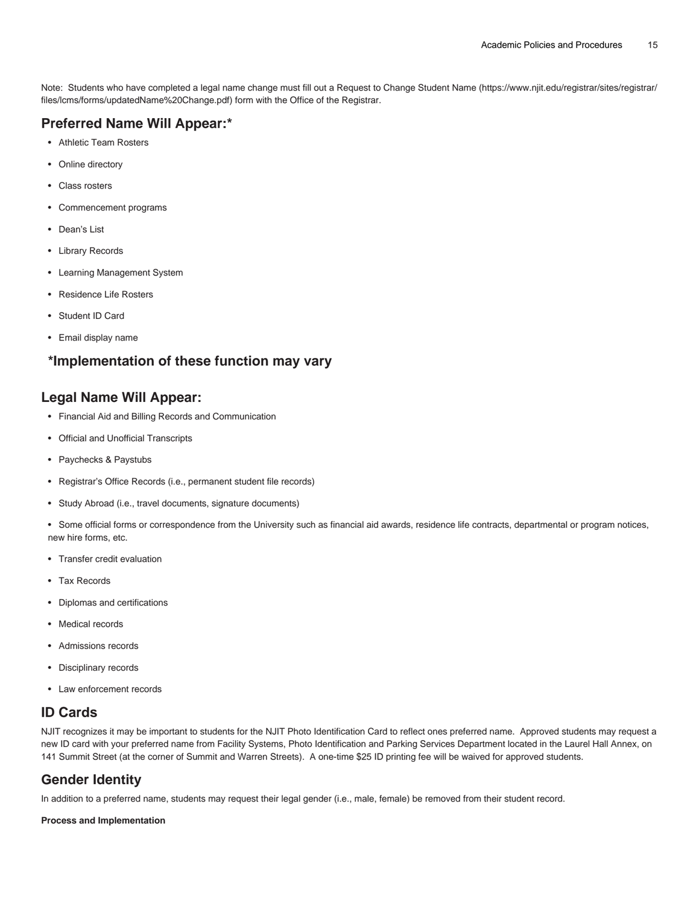Note: Students who have completed a legal name change must fill out a Request to Change Student Name (https://www.njit.edu/registrar/sites/registrar/files/lcms/forms/updatedName%20Change.pdf) form with the Office of the Registrar.

## Preferred Name Will Appear:*

- Athletic Team Rosters
- Online directory
- Class rosters
- Commencement programs
- Dean's List
- Library Records
- Learning Management System
- Residence Life Rosters
- Student ID Card
- Email display name

### *Implementation of these function may vary

## Legal Name Will Appear:

- Financial Aid and Billing Records and Communication
- Official and Unofficial Transcripts
- Paychecks & Paystubs
- Registrar's Office Records (i.e., permanent student file records)
- Study Abroad (i.e., travel documents, signature documents)
- Some official forms or correspondence from the University such as financial aid awards, residence life contracts, departmental or program notices, new hire forms, etc.
- Transfer credit evaluation
- Tax Records
- Diplomas and certifications
- Medical records
- Admissions records
- Disciplinary records
- Law enforcement records

## ID Cards

NJIT recognizes it may be important to students for the NJIT Photo Identification Card to reflect ones preferred name. Approved students may request a new ID card with your preferred name from Facility Systems, Photo Identification and Parking Services Department located in the Laurel Hall Annex, on 141 Summit Street (at the corner of Summit and Warren Streets). A one-time $25 ID printing fee will be waived for approved students.

## Gender Identity

In addition to a preferred name, students may request their legal gender (i.e., male, female) be removed from their student record.

**Process and Implementation**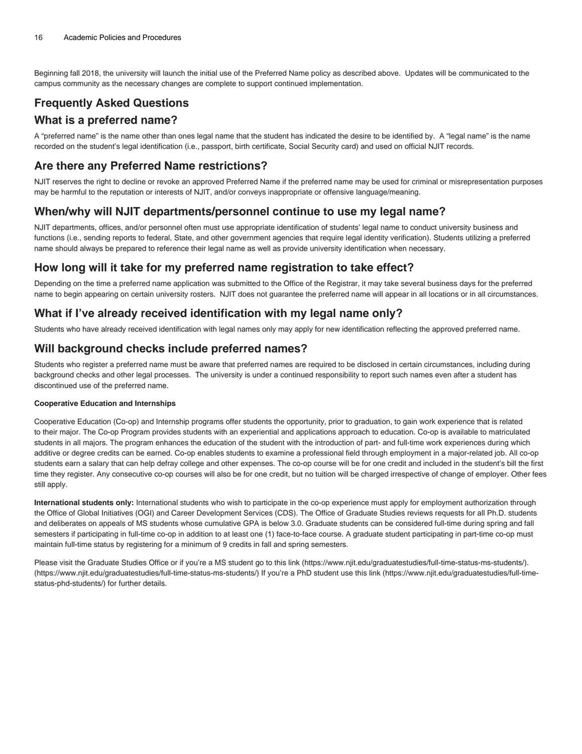Beginning fall 2018, the university will launch the initial use of the Preferred Name policy as described above. Updates will be communicated to the campus community as the necessary changes are complete to support continued implementation.

## Frequently Asked Questions

## What is a preferred name?

A "preferred name" is the name other than ones legal name that the student has indicated the desire to be identified by. A "legal name" is the name recorded on the student's legal identification (i.e., passport, birth certificate, Social Security card) and used on official NJIT records.

## Are there any Preferred Name restrictions?

NJIT reserves the right to decline or revoke an approved Preferred Name if the preferred name may be used for criminal or misrepresentation purposes may be harmful to the reputation or interests of NJIT, and/or conveys inappropriate or offensive language/meaning.

## When/why will NJIT departments/personnel continue to use my legal name?

NJIT departments, offices, and/or personnel often must use appropriate identification of students' legal name to conduct university business and functions (i.e., sending reports to federal, State, and other government agencies that require legal identity verification). Students utilizing a preferred name should always be prepared to reference their legal name as well as provide university identification when necessary.

## How long will it take for my preferred name registration to take effect?

Depending on the time a preferred name application was submitted to the Office of the Registrar, it may take several business days for the preferred name to begin appearing on certain university rosters. NJIT does not guarantee the preferred name will appear in all locations or in all circumstances.

## What if I've already received identification with my legal name only?

Students who have already received identification with legal names only may apply for new identification reflecting the approved preferred name.

## Will background checks include preferred names?

Students who register a preferred name must be aware that preferred names are required to be disclosed in certain circumstances, including during background checks and other legal processes. The university is under a continued responsibility to report such names even after a student has discontinued use of the preferred name.

#### Cooperative Education and Internships

Cooperative Education (Co-op) and Internship programs offer students the opportunity, prior to graduation, to gain work experience that is related to their major. The Co-op Program provides students with an experiential and applications approach to education. Co-op is available to matriculated students in all majors. The program enhances the education of the student with the introduction of part- and full-time work experiences during which additive or degree credits can be earned. Co-op enables students to examine a professional field through employment in a major-related job. All co-op students earn a salary that can help defray college and other expenses. The co-op course will be for one credit and included in the student's bill the first time they register. Any consecutive co-op courses will also be for one credit, but no tuition will be charged irrespective of change of employer. Other fees still apply.

**International students only:** International students who wish to participate in the co-op experience must apply for employment authorization through the Office of Global Initiatives (OGI) and Career Development Services (CDS). The Office of Graduate Studies reviews requests for all Ph.D. students and deliberates on appeals of MS students whose cumulative GPA is below 3.0. Graduate students can be considered full-time during spring and fall semesters if participating in full-time co-op in addition to at least one (1) face-to-face course. A graduate student participating in part-time co-op must maintain full-time status by registering for a minimum of 9 credits in fall and spring semesters.

Please visit the Graduate Studies Office or if you're a MS student go to this link (https://www.njit.edu/graduatestudies/full-time-status-ms-students/). (https://www.njit.edu/graduatestudies/full-time-status-ms-students/) If you're a PhD student use this link (https://www.njit.edu/graduatestudies/full-time-status-phd-students/) for further details.